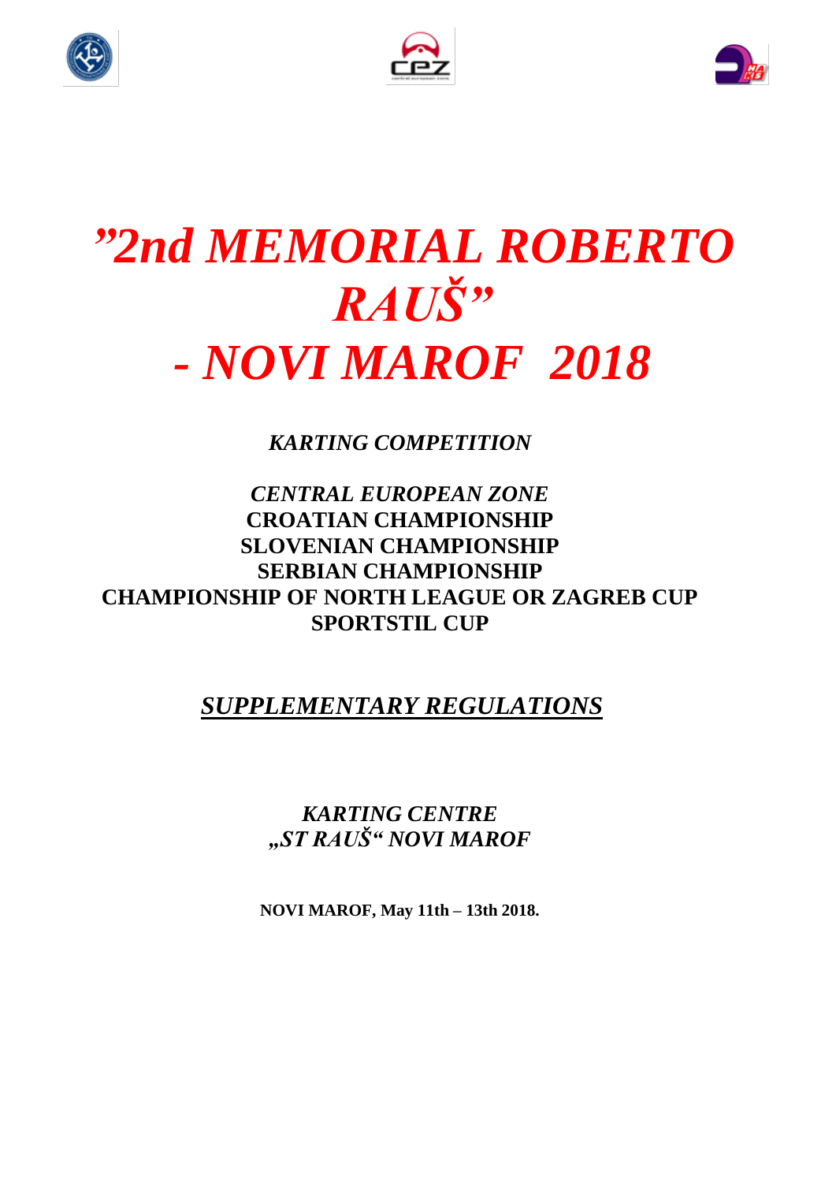# *”2nd MEMORIAL ROBERTO RAUŠ” - NOVI MAROF 2018*

***KARTING COMPETITION***

***CENTRAL EUROPEAN ZONE***
**CROATIAN CHAMPIONSHIP**
**SLOVENIAN CHAMPIONSHIP**
**SERBIAN CHAMPIONSHIP**
**CHAMPIONSHIP OF NORTH LEAGUE OR ZAGREB CUP**
**SPORTSTIL CUP**

## ***SUPPLEMENTARY REGULATIONS***

***KARTING CENTRE***
***„ST RAUŠ“ NOVI MAROF***

**NOVI MAROF, May 11th – 13th 2018.**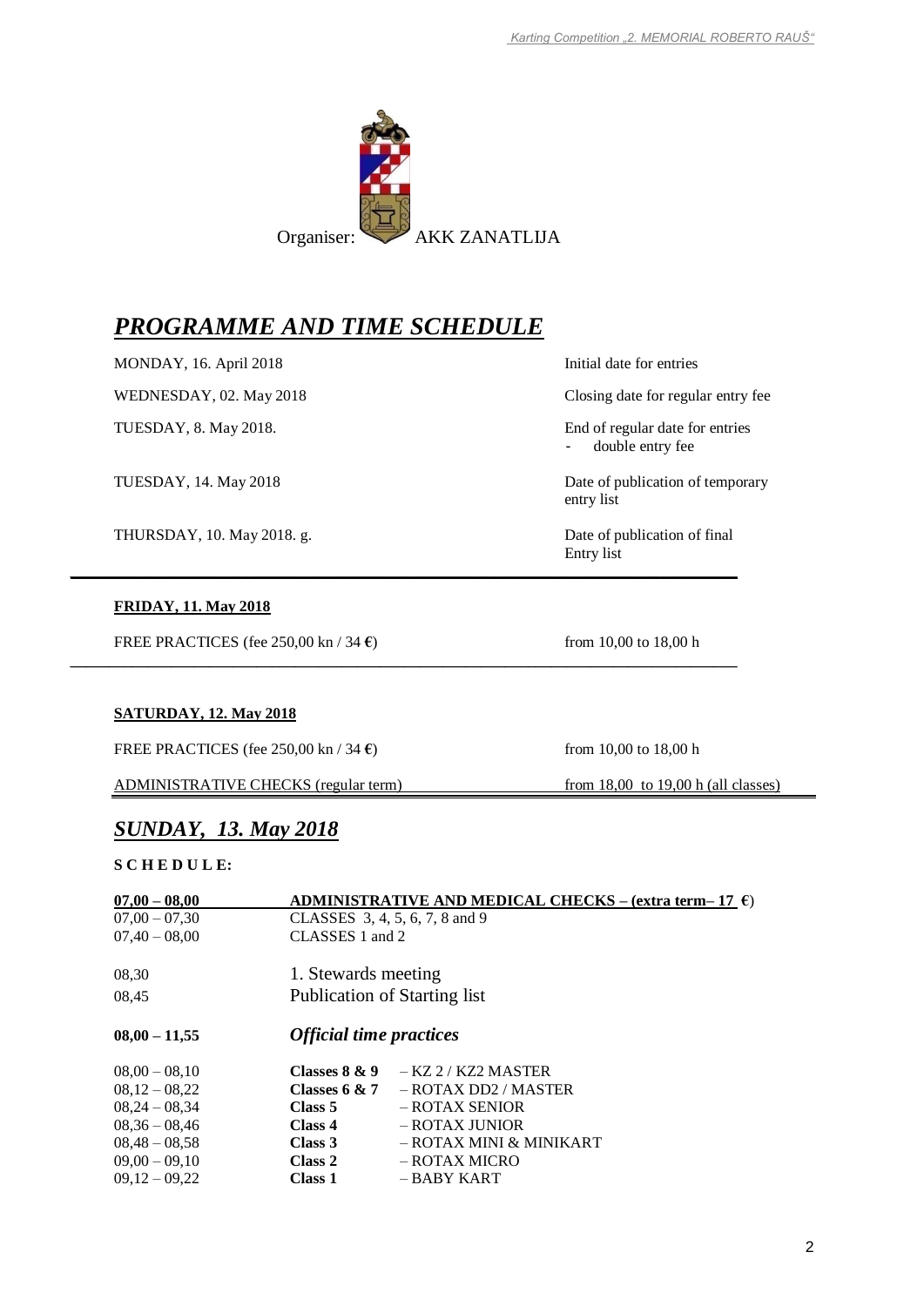Organiser: AKK ZANATLIJA

# *PROGRAMME AND TIME SCHEDULE*

| | |
|---|---|
| MONDAY, 16. April 2018 | Initial date for entries |
| WEDNESDAY, 02. May 2018 | Closing date for regular entry fee |
| TUESDAY, 8. May 2018. | End of regular date for entries<br>- double entry fee |
| TUESDAY, 14. May 2018 | Date of publication of temporary entry list |
| THURSDAY, 10. May 2018. g. | Date of publication of final Entry list |

**FRIDAY, 11. May 2018**

| | |
|---|---|
| FREE PRACTICES (fee 250,00 kn / 34 €) | from 10,00 to 18,00 h |

**SATURDAY, 12. May 2018**

| | |
|---|---|
| FREE PRACTICES (fee 250,00 kn / 34 €) | from 10,00 to 18,00 h |
| ADMINISTRATIVE CHECKS (regular term) | from 18,00 to 19,00 h (all classes) |

## *SUNDAY, 13. May 2018*

**S C H E D U L E:**

| | | |
|---|---|---|
| **07,00 – 08,00** | **ADMINISTRATIVE AND MEDICAL CHECKS – (extra term– 17 €)** | |
| 07,00 – 07,30 | CLASSES 3, 4, 5, 6, 7, 8 and 9 | |
| 07,40 – 08,00 | CLASSES 1 and 2 | |
| 08,30 | 1. Stewards meeting | |
| 08,45 | Publication of Starting list | |
| **08,00 – 11,55** | ***Official time practices*** | |
| 08,00 – 08,10 | **Classes 8 & 9** | – KZ 2 / KZ2 MASTER |
| 08,12 – 08,22 | **Classes 6 & 7** | – ROTAX DD2 / MASTER |
| 08,24 – 08,34 | **Class 5** | – ROTAX SENIOR |
| 08,36 – 08,46 | **Class 4** | – ROTAX JUNIOR |
| 08,48 – 08,58 | **Class 3** | – ROTAX MINI & MINIKART |
| 09,00 – 09,10 | **Class 2** | – ROTAX MICRO |
| 09,12 – 09,22 | **Class 1** | – BABY KART |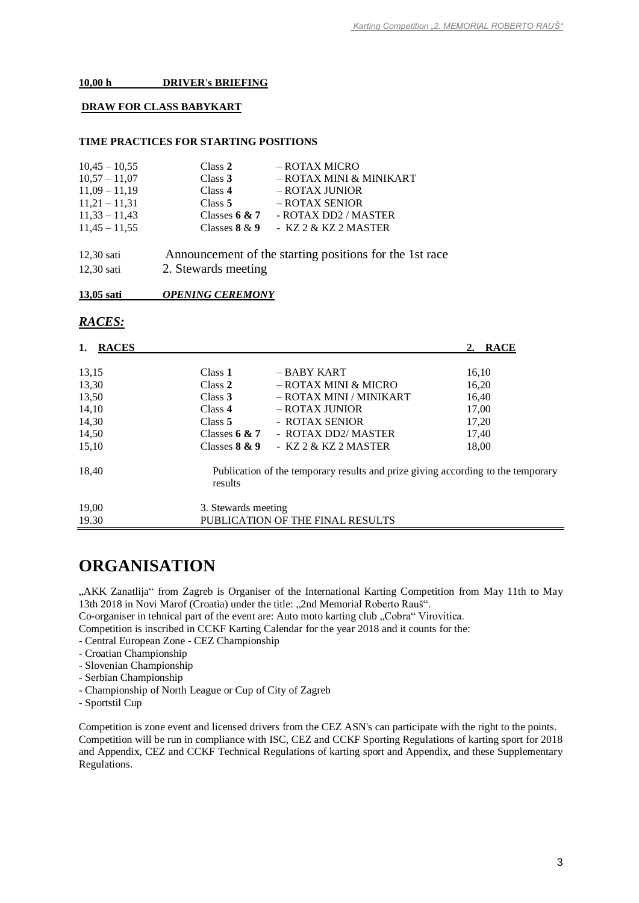**10,00 h DRIVER's BRIEFING**

**DRAW FOR CLASS BABYKART**

**TIME PRACTICES FOR STARTING POSITIONS**

| | | |
|---|---|---|
| 10,45 – 10,55 | Class **2** | – ROTAX MICRO |
| 10,57 – 11,07 | Class **3** | – ROTAX MINI & MINIKART |
| 11,09 – 11,19 | Class **4** | – ROTAX JUNIOR |
| 11,21 – 11,31 | Class **5** | – ROTAX SENIOR |
| 11,33 – 11,43 | Classes **6 & 7** | - ROTAX DD2 / MASTER |
| 11,45 – 11,55 | Classes **8** & **9** | - KZ 2 & KZ 2 MASTER |

12,30 sati Announcement of the starting positions for the 1st race

12,30 sati 2. Stewards meeting

**13,05 sati *OPENING CEREMONY***

## *RACES:*

| 1. RACES | | | 2. RACE |
|---|---|---|---|
| 13,15 | Class **1** | – BABY KART | 16,10 |
| 13,30 | Class **2** | – ROTAX MINI & MICRO | 16,20 |
| 13,50 | Class **3** | – ROTAX MINI / MINIKART | 16,40 |
| 14,10 | Class **4** | – ROTAX JUNIOR | 17,00 |
| 14,30 | Class **5** | - ROTAX SENIOR | 17,20 |
| 14,50 | Classes **6 & 7** | - ROTAX DD2/ MASTER | 17,40 |
| 15,10 | Classes **8 & 9** | - KZ 2 & KZ 2 MASTER | 18,00 |

18,40 Publication of the temporary results and prize giving according to the temporary results

19,00 3. Stewards meeting

19.30 PUBLICATION OF THE FINAL RESULTS

# ORGANISATION

„AKK Zanatlija“ from Zagreb is Organiser of the International Karting Competition from May 11th to May 13th 2018 in Novi Marof (Croatia) under the title: „2nd Memorial Roberto Rauš“.

Co-organiser in tehnical part of the event are: Auto moto karting club „Cobra“ Virovitica.

Competition is inscribed in CCKF Karting Calendar for the year 2018 and it counts for the:

- Central European Zone - CEZ Championship
- Croatian Championship
- Slovenian Championship
- Serbian Championship
- Championship of North League or Cup of City of Zagreb
- Sportstil Cup

Competition is zone event and licensed drivers from the CEZ ASN's can participate with the right to the points. Competition will be run in compliance with ISC, CEZ and CCKF Sporting Regulations of karting sport for 2018 and Appendix, CEZ and CCKF Technical Regulations of karting sport and Appendix, and these Supplementary Regulations.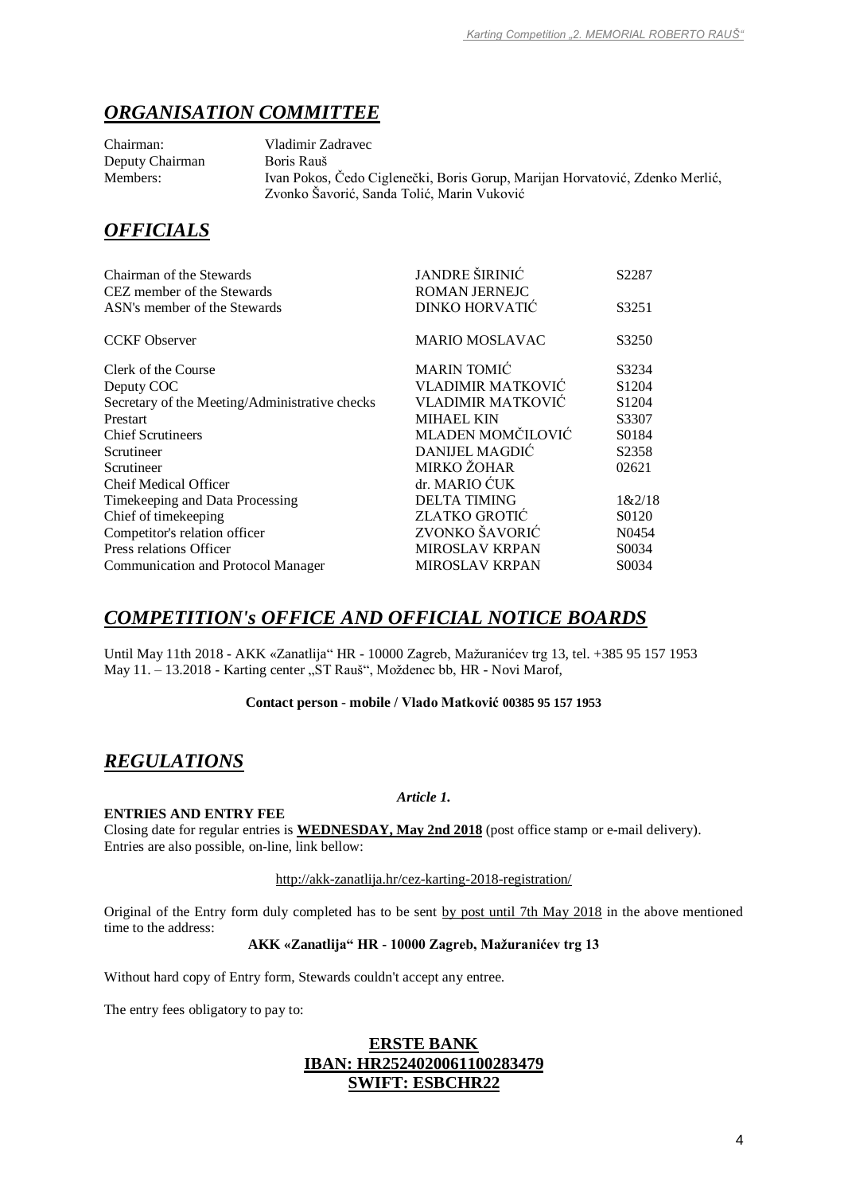## *ORGANISATION COMMITTEE*

| | |
|---|---|
| Chairman: | Vladimir Zadravec |
| Deputy Chairman | Boris Rauš |
| Members: | Ivan Pokos, Čedo Ciglenečki, Boris Gorup, Marijan Horvatović, Zdenko Merlić, Zvonko Šavorić, Sanda Tolić, Marin Vuković |

## *OFFICIALS*

| | | |
|---|---|---|
| Chairman of the Stewards | JANDRE ŠIRINIĆ | S2287 |
| CEZ member of the Stewards | ROMAN JERNEJC | |
| ASN's member of the Stewards | DINKO HORVATIĆ | S3251 |
| CCKF Observer | MARIO MOSLAVAC | S3250 |
| Clerk of the Course | MARIN TOMIĆ | S3234 |
| Deputy COC | VLADIMIR MATKOVIĆ | S1204 |
| Secretary of the Meeting/Administrative checks | VLADIMIR MATKOVIĆ | S1204 |
| Prestart | MIHAEL KIN | S3307 |
| Chief Scrutineers | MLADEN MOMČILOVIĆ | S0184 |
| Scrutineer | DANIJEL MAGDIĆ | S2358 |
| Scrutineer | MIRKO ŽOHAR | 02621 |
| Cheif Medical Officer | dr. MARIO ĆUK | |
| Timekeeping and Data Processing | DELTA TIMING | 1&2/18 |
| Chief of timekeeping | ZLATKO GROTIĆ | S0120 |
| Competitor's relation officer | ZVONKO ŠAVORIĆ | N0454 |
| Press relations Officer | MIROSLAV KRPAN | S0034 |
| Communication and Protocol Manager | MIROSLAV KRPAN | S0034 |

## *COMPETITION's OFFICE AND OFFICIAL NOTICE BOARDS*

Until May 11th 2018 - AKK «Zanatlija" HR - 10000 Zagreb, Mažuranićev trg 13, tel. +385 95 157 1953
May 11. – 13.2018 - Karting center „ST Rauš", Moždenec bb, HR - Novi Marof,

**Contact person - mobile / Vlado Matković 00385 95 157 1953**

## *REGULATIONS*

***Article 1.***

**ENTRIES AND ENTRY FEE**

Closing date for regular entries is **WEDNESDAY, May 2nd 2018** (post office stamp or e-mail delivery). Entries are also possible, on-line, link bellow:

http://akk-zanatlija.hr/cez-karting-2018-registration/

Original of the Entry form duly completed has to be sent by post until 7th May 2018 in the above mentioned time to the address:

**AKK «Zanatlija" HR - 10000 Zagreb, Mažuranićev trg 13**

Without hard copy of Entry form, Stewards couldn't accept any entree.

The entry fees obligatory to pay to:

**ERSTE BANK**
**IBAN: HR2524020061100283479**
**SWIFT: ESBCHR22**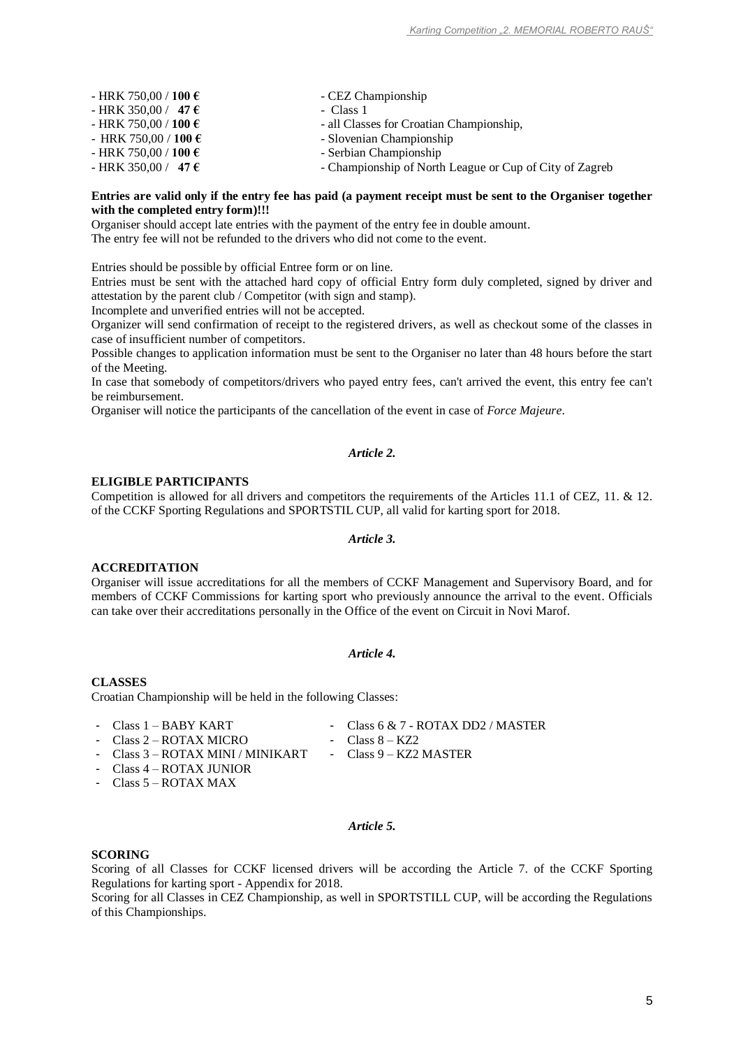- HRK 750,00 / **100 €** - CEZ Championship
- HRK 350,00 / **47 €** - Class 1
- HRK 750,00 / **100 €** - all Classes for Croatian Championship,
- HRK 750,00 / **100 €** - Slovenian Championship
- HRK 750,00 / **100 €** - Serbian Championship
- HRK 350,00 / **47 €** - Championship of North League or Cup of City of Zagreb

**Entries are valid only if the entry fee has paid (a payment receipt must be sent to the Organiser together with the completed entry form)!!!**

Organiser should accept late entries with the payment of the entry fee in double amount.
The entry fee will not be refunded to the drivers who did not come to the event.

Entries should be possible by official Entree form or on line.
Entries must be sent with the attached hard copy of official Entry form duly completed, signed by driver and attestation by the parent club / Competitor (with sign and stamp).
Incomplete and unverified entries will not be accepted.
Organizer will send confirmation of receipt to the registered drivers, as well as checkout some of the classes in case of insufficient number of competitors.
Possible changes to application information must be sent to the Organiser no later than 48 hours before the start of the Meeting.
In case that somebody of competitors/drivers who payed entry fees, can't arrived the event, this entry fee can't be reimbursement.
Organiser will notice the participants of the cancellation of the event in case of *Force Majeure*.

### *Article 2.*

**ELIGIBLE PARTICIPANTS**

Competition is allowed for all drivers and competitors the requirements of the Articles 11.1 of CEZ, 11. & 12. of the CCKF Sporting Regulations and SPORTSTIL CUP, all valid for karting sport for 2018.

### *Article 3.*

**ACCREDITATION**

Organiser will issue accreditations for all the members of CCKF Management and Supervisory Board, and for members of CCKF Commissions for karting sport who previously announce the arrival to the event. Officials can take over their accreditations personally in the Office of the event on Circuit in Novi Marof.

### *Article 4.*

**CLASSES**

Croatian Championship will be held in the following Classes:

- Class 1 – BABY KART
- Class 2 – ROTAX MICRO
- Class 3 – ROTAX MINI / MINIKART
- Class 4 – ROTAX JUNIOR
- Class 5 – ROTAX MAX
- Class 6 & 7 - ROTAX DD2 / MASTER
- Class 8 – KZ2
- Class 9 – KZ2 MASTER

### *Article 5.*

**SCORING**

Scoring of all Classes for CCKF licensed drivers will be according the Article 7. of the CCKF Sporting Regulations for karting sport - Appendix for 2018.
Scoring for all Classes in CEZ Championship, as well in SPORTSTILL CUP, will be according the Regulations of this Championships.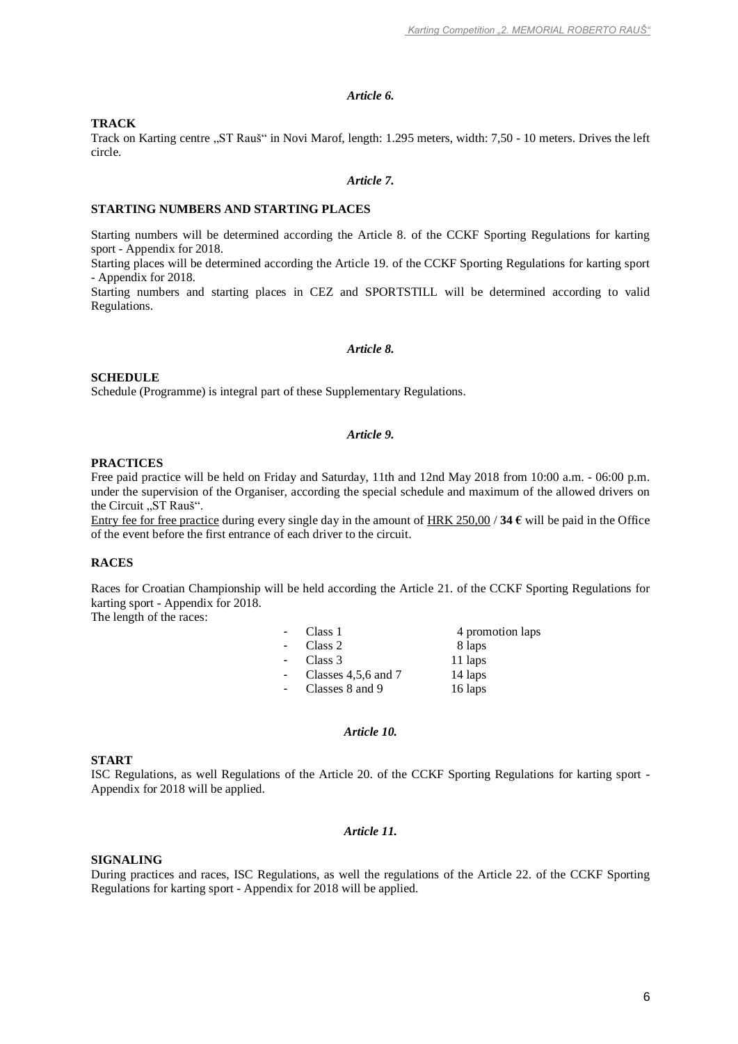*Article 6.*

**TRACK**

Track on Karting centre „ST Rauš" in Novi Marof, length: 1.295 meters, width: 7,50 - 10 meters. Drives the left circle.

*Article 7.*

**STARTING NUMBERS AND STARTING PLACES**

Starting numbers will be determined according the Article 8. of the CCKF Sporting Regulations for karting sport - Appendix for 2018.

Starting places will be determined according the Article 19. of the CCKF Sporting Regulations for karting sport - Appendix for 2018.

Starting numbers and starting places in CEZ and SPORTSTILL will be determined according to valid Regulations.

*Article 8.*

**SCHEDULE**

Schedule (Programme) is integral part of these Supplementary Regulations.

*Article 9.*

**PRACTICES**

Free paid practice will be held on Friday and Saturday, 11th and 12nd May 2018 from 10:00 a.m. - 06:00 p.m. under the supervision of the Organiser, according the special schedule and maximum of the allowed drivers on the Circuit „ST Rauš".

Entry fee for free practice during every single day in the amount of HRK 250,00 / **34 €** will be paid in the Office of the event before the first entrance of each driver to the circuit.

**RACES**

Races for Croatian Championship will be held according the Article 21. of the CCKF Sporting Regulations for karting sport - Appendix for 2018.

The length of the races:

- Class 1 — 4 promotion laps
- Class 2 — 8 laps
- Class 3 — 11 laps
- Classes 4,5,6 and 7 — 14 laps
- Classes 8 and 9 — 16 laps

*Article 10.*

**START**

ISC Regulations, as well Regulations of the Article 20. of the CCKF Sporting Regulations for karting sport - Appendix for 2018 will be applied.

*Article 11.*

**SIGNALING**

During practices and races, ISC Regulations, as well the regulations of the Article 22. of the CCKF Sporting Regulations for karting sport - Appendix for 2018 will be applied.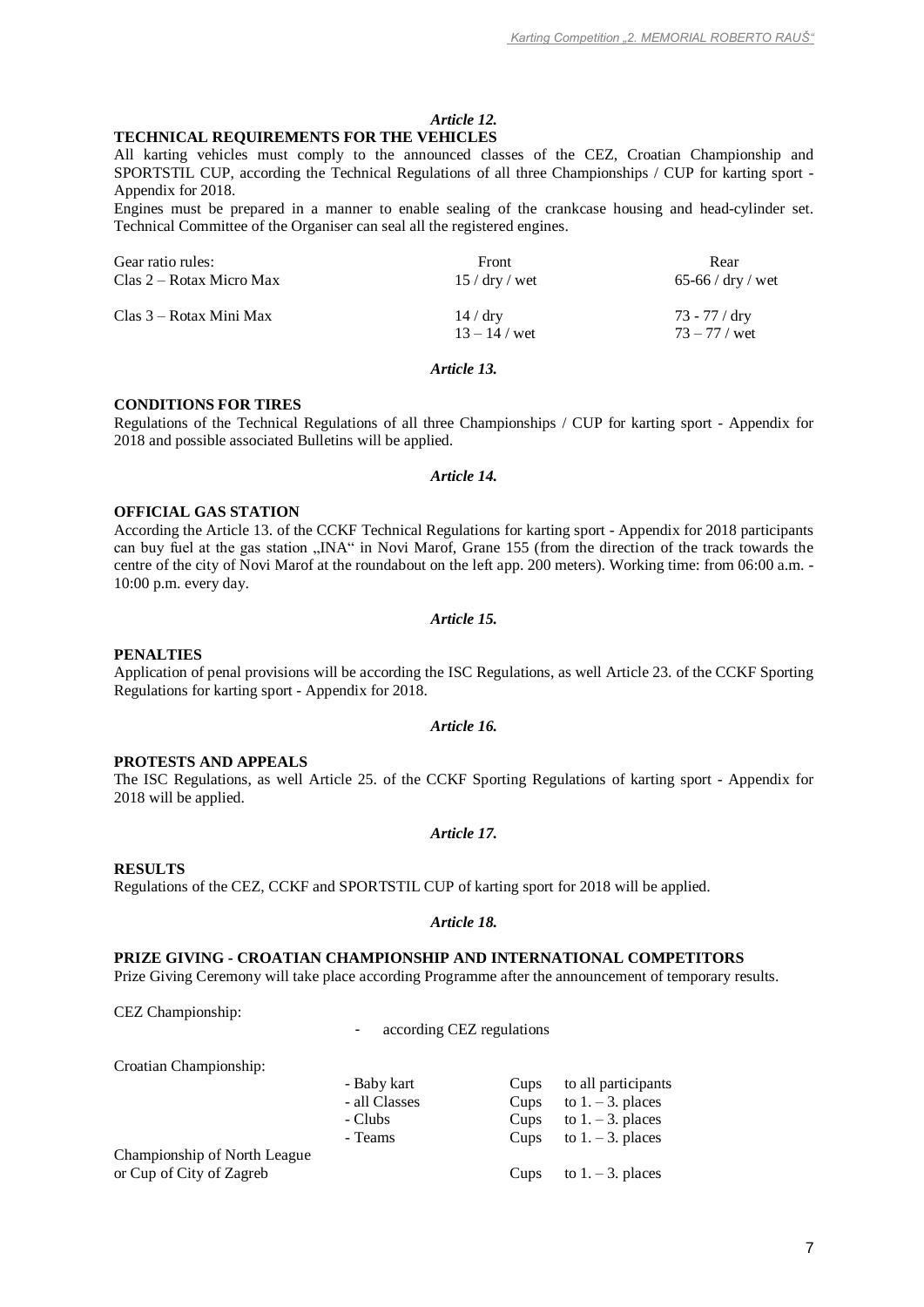### *Article 12.*

**TECHNICAL REQUIREMENTS FOR THE VEHICLES**

All karting vehicles must comply to the announced classes of the CEZ, Croatian Championship and SPORTSTIL CUP, according the Technical Regulations of all three Championships / CUP for karting sport - Appendix for 2018.

Engines must be prepared in a manner to enable sealing of the crankcase housing and head-cylinder set. Technical Committee of the Organiser can seal all the registered engines.

| Gear ratio rules: | Front | Rear |
|---|---|---|
| Clas 2 – Rotax Micro Max | 15 / dry / wet | 65-66 / dry / wet |
| Clas 3 – Rotax Mini Max | 14 / dry<br>13 – 14 / wet | 73 - 77 / dry<br>73 – 77 / wet |

### *Article 13.*

**CONDITIONS FOR TIRES**

Regulations of the Technical Regulations of all three Championships / CUP for karting sport - Appendix for 2018 and possible associated Bulletins will be applied.

### *Article 14.*

**OFFICIAL GAS STATION**

According the Article 13. of the CCKF Technical Regulations for karting sport - Appendix for 2018 participants can buy fuel at the gas station „INA“ in Novi Marof, Grane 155 (from the direction of the track towards the centre of the city of Novi Marof at the roundabout on the left app. 200 meters). Working time: from 06:00 a.m. - 10:00 p.m. every day.

### *Article 15.*

**PENALTIES**

Application of penal provisions will be according the ISC Regulations, as well Article 23. of the CCKF Sporting Regulations for karting sport - Appendix for 2018.

### *Article 16.*

**PROTESTS AND APPEALS**

The ISC Regulations, as well Article 25. of the CCKF Sporting Regulations of karting sport - Appendix for 2018 will be applied.

### *Article 17.*

**RESULTS**

Regulations of the CEZ, CCKF and SPORTSTIL CUP of karting sport for 2018 will be applied.

### *Article 18.*

**PRIZE GIVING - CROATIAN CHAMPIONSHIP AND INTERNATIONAL COMPETITORS**

Prize Giving Ceremony will take place according Programme after the announcement of temporary results.

CEZ Championship:

- according CEZ regulations

| Croatian Championship: | | | |
|---|---|---|---|
| | - Baby kart | Cups | to all participants |
| | - all Classes | Cups | to 1. – 3. places |
| | - Clubs | Cups | to 1. – 3. places |
| | - Teams | Cups | to 1. – 3. places |
| Championship of North League or Cup of City of Zagreb | | Cups | to 1. – 3. places |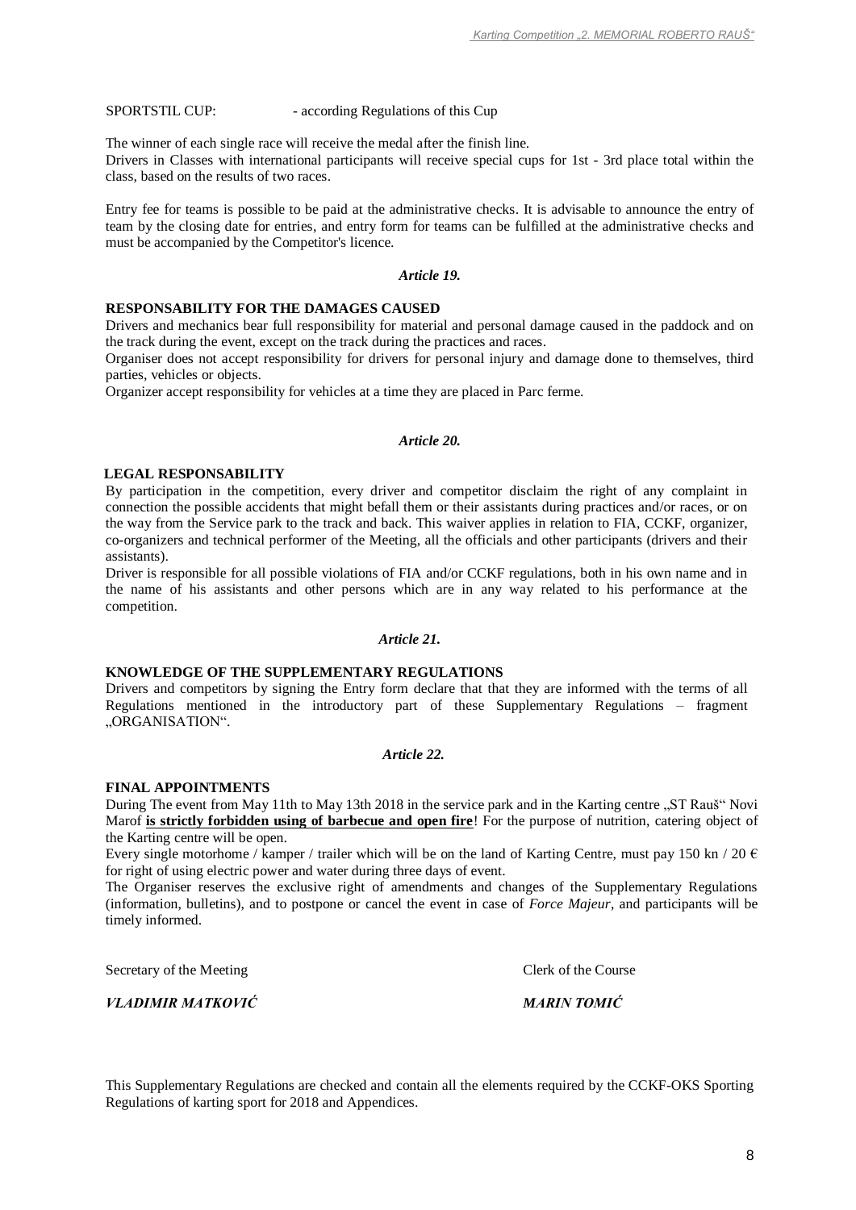SPORTSTIL CUP: - according Regulations of this Cup

The winner of each single race will receive the medal after the finish line.
Drivers in Classes with international participants will receive special cups for 1st - 3rd place total within the class, based on the results of two races.

Entry fee for teams is possible to be paid at the administrative checks. It is advisable to announce the entry of team by the closing date for entries, and entry form for teams can be fulfilled at the administrative checks and must be accompanied by the Competitor's licence.

### *Article 19.*

**RESPONSABILITY FOR THE DAMAGES CAUSED**

Drivers and mechanics bear full responsibility for material and personal damage caused in the paddock and on the track during the event, except on the track during the practices and races.
Organiser does not accept responsibility for drivers for personal injury and damage done to themselves, third parties, vehicles or objects.
Organizer accept responsibility for vehicles at a time they are placed in Parc ferme.

### *Article 20.*

**LEGAL RESPONSABILITY**

By participation in the competition, every driver and competitor disclaim the right of any complaint in connection the possible accidents that might befall them or their assistants during practices and/or races, or on the way from the Service park to the track and back. This waiver applies in relation to FIA, CCKF, organizer, co-organizers and technical performer of the Meeting, all the officials and other participants (drivers and their assistants).
Driver is responsible for all possible violations of FIA and/or CCKF regulations, both in his own name and in the name of his assistants and other persons which are in any way related to his performance at the competition.

### *Article 21.*

**KNOWLEDGE OF THE SUPPLEMENTARY REGULATIONS**

Drivers and competitors by signing the Entry form declare that that they are informed with the terms of all Regulations mentioned in the introductory part of these Supplementary Regulations – fragment „ORGANISATION“.

### *Article 22.*

**FINAL APPOINTMENTS**

During The event from May 11th to May 13th 2018 in the service park and in the Karting centre „ST Rauš“ Novi Marof **<u>is strictly forbidden using of barbecue and open fire</u>**! For the purpose of nutrition, catering object of the Karting centre will be open.
Every single motorhome / kamper / trailer which will be on the land of Karting Centre, must pay 150 kn / 20 € for right of using electric power and water during three days of event.
The Organiser reserves the exclusive right of amendments and changes of the Supplementary Regulations (information, bulletins), and to postpone or cancel the event in case of *Force Majeur*, and participants will be timely informed.

Secretary of the Meeting — Clerk of the Course

***VLADIMIR MATKOVIĆ*** — ***MARIN TOMIĆ***

This Supplementary Regulations are checked and contain all the elements required by the CCKF-OKS Sporting Regulations of karting sport for 2018 and Appendices.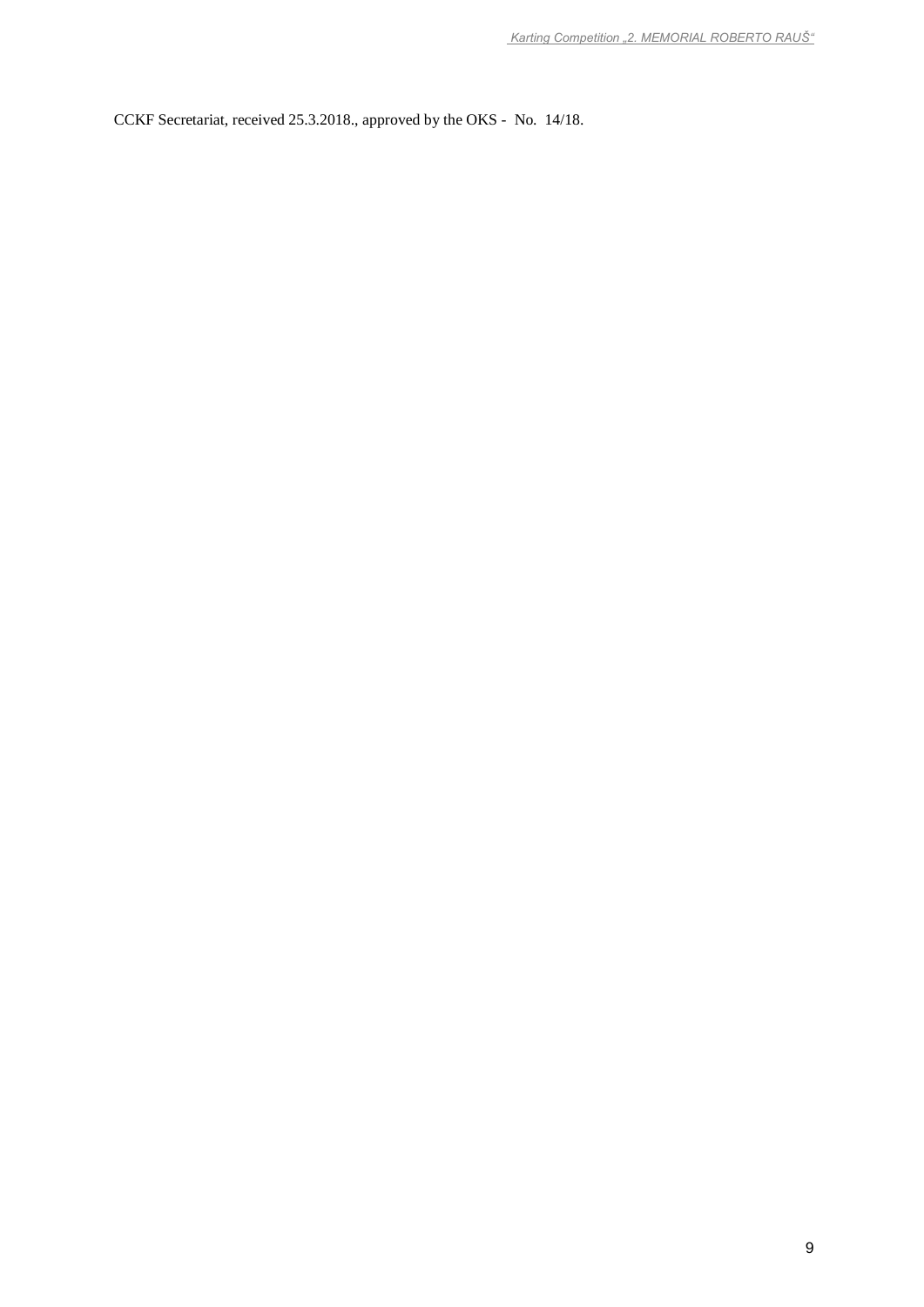CCKF Secretariat, received 25.3.2018., approved by the OKS - No. 14/18.